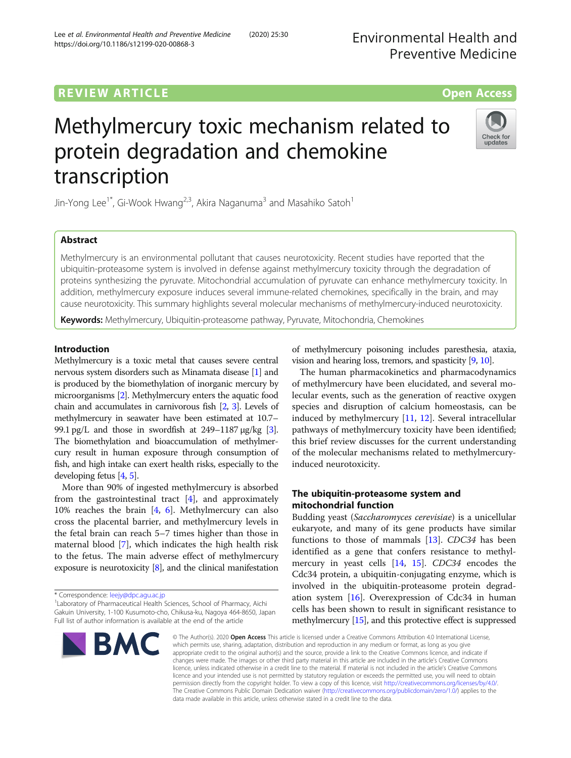REVIEW ARTICLE Open Access

# Methylmercury toxic mechanism related to protein degradation and chemokine transcription

Jin-Yong Lee[1*], Gi-Wook Hwang[2,3], Akira Naganuma[3] and Masahiko Satoh[1]

## Abstract

Methylmercury is an environmental pollutant that causes neurotoxicity. Recent studies have reported that the ubiquitin-proteasome system is involved in defense against methylmercury toxicity through the degradation of proteins synthesizing the pyruvate. Mitochondrial accumulation of pyruvate can enhance methylmercury toxicity. In addition, methylmercury exposure induces several immune-related chemokines, specifically in the brain, and may cause neurotoxicity. This summary highlights several molecular mechanisms of methylmercury-induced neurotoxicity.

**Keywords:** Methylmercury, Ubiquitin-proteasome pathway, Pyruvate, Mitochondria, Chemokines

## Introduction

Methylmercury is a toxic metal that causes severe central nervous system disorders such as Minamata disease [1] and is produced by the biomethylation of inorganic mercury by microorganisms [2]. Methylmercury enters the aquatic food chain and accumulates in carnivorous fish [2, 3]. Levels of methylmercury in seawater have been estimated at 10.7–99.1 pg/L and those in swordfish at 249–1187 μg/kg [3]. The biomethylation and bioaccumulation of methylmercury result in human exposure through consumption of fish, and high intake can exert health risks, especially to the developing fetus [4, 5].

More than 90% of ingested methylmercury is absorbed from the gastrointestinal tract [4], and approximately 10% reaches the brain [4, 6]. Methylmercury can also cross the placental barrier, and methylmercury levels in the fetal brain can reach 5–7 times higher than those in maternal blood [7], which indicates the high health risk to the fetus. The main adverse effect of methylmercury exposure is neurotoxicity [8], and the clinical manifestation of methylmercury poisoning includes paresthesia, ataxia, vision and hearing loss, tremors, and spasticity [9, 10].

The human pharmacokinetics and pharmacodynamics of methylmercury have been elucidated, and several molecular events, such as the generation of reactive oxygen species and disruption of calcium homeostasis, can be induced by methylmercury [11, 12]. Several intracellular pathways of methylmercury toxicity have been identified; this brief review discusses for the current understanding of the molecular mechanisms related to methylmercury-induced neurotoxicity.

## The ubiquitin-proteasome system and mitochondrial function

Budding yeast (*Saccharomyces cerevisiae*) is a unicellular eukaryote, and many of its gene products have similar functions to those of mammals [13]. *CDC34* has been identified as a gene that confers resistance to methylmercury in yeast cells [14, 15]. *CDC34* encodes the Cdc34 protein, a ubiquitin-conjugating enzyme, which is involved in the ubiquitin-proteasome protein degradation system [16]. Overexpression of Cdc34 in human cells has been shown to result in significant resistance to methylmercury [15], and this protective effect is suppressed

* Correspondence: leejy@dpc.agu.ac.jp
[1]Laboratory of Pharmaceutical Health Sciences, School of Pharmacy, Aichi Gakuin University, 1-100 Kusumoto-cho, Chikusa-ku, Nagoya 464-8650, Japan
Full list of author information is available at the end of the article

© The Author(s). 2020 **Open Access** This article is licensed under a Creative Commons Attribution 4.0 International License, which permits use, sharing, adaptation, distribution and reproduction in any medium or format, as long as you give appropriate credit to the original author(s) and the source, provide a link to the Creative Commons licence, and indicate if changes were made. The images or other third party material in this article are included in the article's Creative Commons licence, unless indicated otherwise in a credit line to the material. If material is not included in the article's Creative Commons licence and your intended use is not permitted by statutory regulation or exceeds the permitted use, you will need to obtain permission directly from the copyright holder. To view a copy of this licence, visit http://creativecommons.org/licenses/by/4.0/. The Creative Commons Public Domain Dedication waiver (http://creativecommons.org/publicdomain/zero/1.0/) applies to the data made available in this article, unless otherwise stated in a credit line to the data.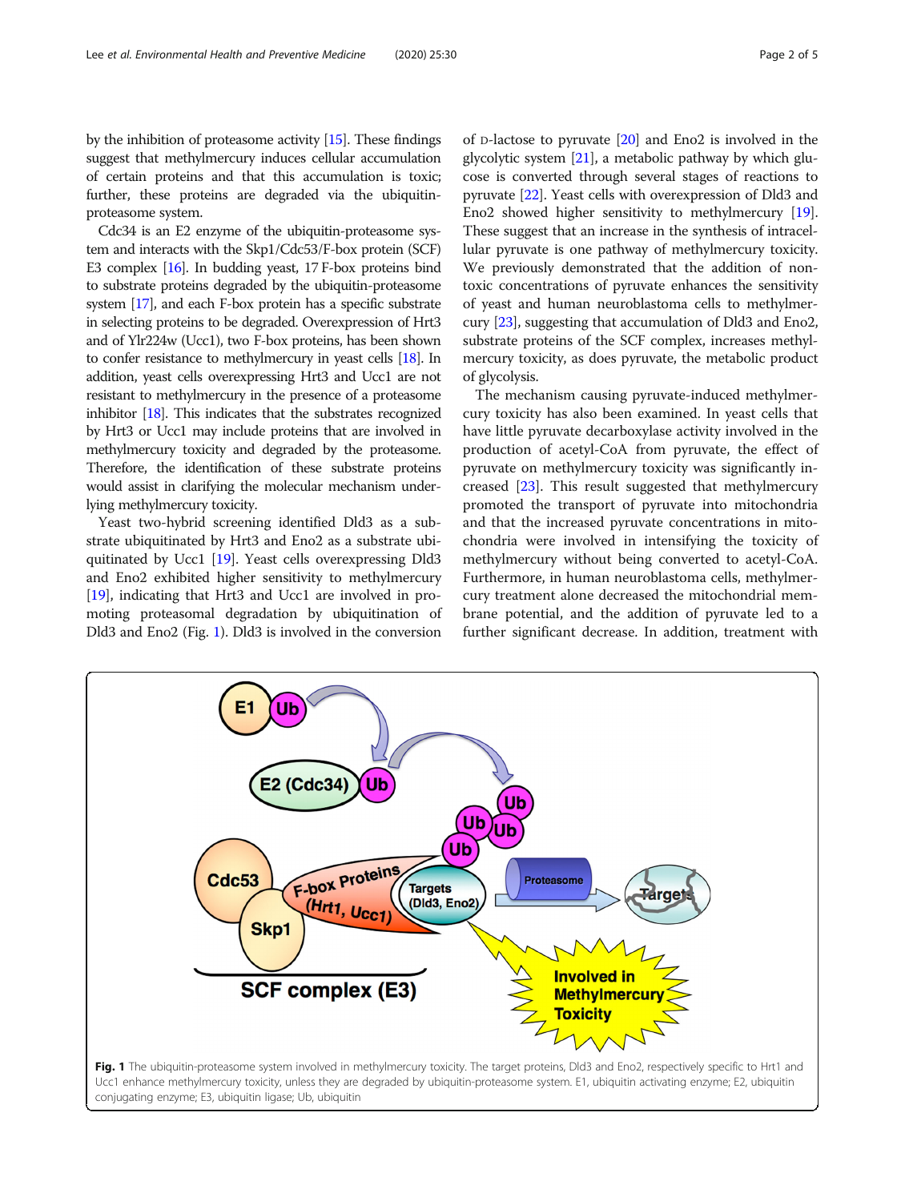by the inhibition of proteasome activity [15]. These findings suggest that methylmercury induces cellular accumulation of certain proteins and that this accumulation is toxic; further, these proteins are degraded via the ubiquitin-proteasome system.

Cdc34 is an E2 enzyme of the ubiquitin-proteasome system and interacts with the Skp1/Cdc53/F-box protein (SCF) E3 complex [16]. In budding yeast, 17 F-box proteins bind to substrate proteins degraded by the ubiquitin-proteasome system [17], and each F-box protein has a specific substrate in selecting proteins to be degraded. Overexpression of Hrt3 and of Ylr224w (Ucc1), two F-box proteins, has been shown to confer resistance to methylmercury in yeast cells [18]. In addition, yeast cells overexpressing Hrt3 and Ucc1 are not resistant to methylmercury in the presence of a proteasome inhibitor [18]. This indicates that the substrates recognized by Hrt3 or Ucc1 may include proteins that are involved in methylmercury toxicity and degraded by the proteasome. Therefore, the identification of these substrate proteins would assist in clarifying the molecular mechanism underlying methylmercury toxicity.

Yeast two-hybrid screening identified Dld3 as a substrate ubiquitinated by Hrt3 and Eno2 as a substrate ubiquitinated by Ucc1 [19]. Yeast cells overexpressing Dld3 and Eno2 exhibited higher sensitivity to methylmercury [19], indicating that Hrt3 and Ucc1 are involved in promoting proteasomal degradation by ubiquitination of Dld3 and Eno2 (Fig. 1). Dld3 is involved in the conversion of D-lactose to pyruvate [20] and Eno2 is involved in the glycolytic system [21], a metabolic pathway by which glucose is converted through several stages of reactions to pyruvate [22]. Yeast cells with overexpression of Dld3 and Eno2 showed higher sensitivity to methylmercury [19]. These suggest that an increase in the synthesis of intracellular pyruvate is one pathway of methylmercury toxicity. We previously demonstrated that the addition of non-toxic concentrations of pyruvate enhances the sensitivity of yeast and human neuroblastoma cells to methylmercury [23], suggesting that accumulation of Dld3 and Eno2, substrate proteins of the SCF complex, increases methylmercury toxicity, as does pyruvate, the metabolic product of glycolysis.

The mechanism causing pyruvate-induced methylmercury toxicity has also been examined. In yeast cells that have little pyruvate decarboxylase activity involved in the production of acetyl-CoA from pyruvate, the effect of pyruvate on methylmercury toxicity was significantly increased [23]. This result suggested that methylmercury promoted the transport of pyruvate into mitochondria and that the increased pyruvate concentrations in mitochondria were involved in intensifying the toxicity of methylmercury without being converted to acetyl-CoA. Furthermore, in human neuroblastoma cells, methylmercury treatment alone decreased the mitochondrial membrane potential, and the addition of pyruvate led to a further significant decrease. In addition, treatment with

**Fig. 1** The ubiquitin-proteasome system involved in methylmercury toxicity. The target proteins, Dld3 and Eno2, respectively specific to Hrt1 and Ucc1 enhance methylmercury toxicity, unless they are degraded by ubiquitin-proteasome system. E1, ubiquitin activating enzyme; E2, ubiquitin conjugating enzyme; E3, ubiquitin ligase; Ub, ubiquitin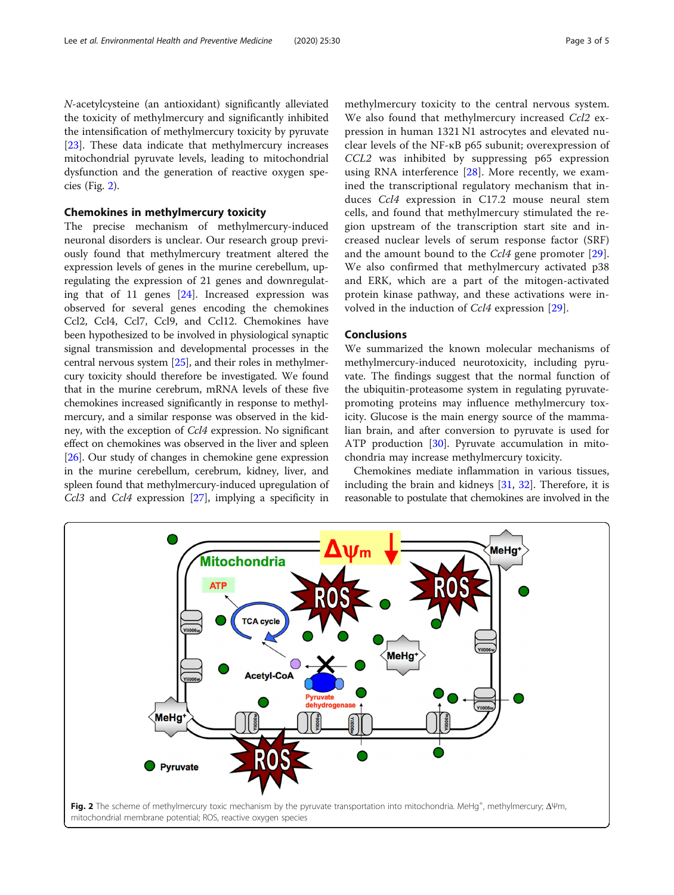*N*-acetylcysteine (an antioxidant) significantly alleviated the toxicity of methylmercury and significantly inhibited the intensification of methylmercury toxicity by pyruvate [23]. These data indicate that methylmercury increases mitochondrial pyruvate levels, leading to mitochondrial dysfunction and the generation of reactive oxygen species (Fig. 2).

### Chemokines in methylmercury toxicity

The precise mechanism of methylmercury-induced neuronal disorders is unclear. Our research group previously found that methylmercury treatment altered the expression levels of genes in the murine cerebellum, upregulating the expression of 21 genes and downregulating that of 11 genes [24]. Increased expression was observed for several genes encoding the chemokines Ccl2, Ccl4, Ccl7, Ccl9, and Ccl12. Chemokines have been hypothesized to be involved in physiological synaptic signal transmission and developmental processes in the central nervous system [25], and their roles in methylmercury toxicity should therefore be investigated. We found that in the murine cerebrum, mRNA levels of these five chemokines increased significantly in response to methylmercury, and a similar response was observed in the kidney, with the exception of *Ccl4* expression. No significant effect on chemokines was observed in the liver and spleen [26]. Our study of changes in chemokine gene expression in the murine cerebellum, cerebrum, kidney, liver, and spleen found that methylmercury-induced upregulation of *Ccl3* and *Ccl4* expression [27], implying a specificity in methylmercury toxicity to the central nervous system. We also found that methylmercury increased *Ccl2* expression in human 1321 N1 astrocytes and elevated nuclear levels of the NF-κB p65 subunit; overexpression of *CCL2* was inhibited by suppressing p65 expression using RNA interference [28]. More recently, we examined the transcriptional regulatory mechanism that induces *Ccl4* expression in C17.2 mouse neural stem cells, and found that methylmercury stimulated the region upstream of the transcription start site and increased nuclear levels of serum response factor (SRF) and the amount bound to the *Ccl4* gene promoter [29]. We also confirmed that methylmercury activated p38 and ERK, which are a part of the mitogen-activated protein kinase pathway, and these activations were involved in the induction of *Ccl4* expression [29].

### Conclusions

We summarized the known molecular mechanisms of methylmercury-induced neurotoxicity, including pyruvate. The findings suggest that the normal function of the ubiquitin-proteasome system in regulating pyruvate-promoting proteins may influence methylmercury toxicity. Glucose is the main energy source of the mammalian brain, and after conversion to pyruvate is used for ATP production [30]. Pyruvate accumulation in mitochondria may increase methylmercury toxicity.

Chemokines mediate inflammation in various tissues, including the brain and kidneys [31, 32]. Therefore, it is reasonable to postulate that chemokines are involved in the

**Fig. 2** The scheme of methylmercury toxic mechanism by the pyruvate transportation into mitochondria. MeHg$^+$, methylmercury; ΔΨm, mitochondrial membrane potential; ROS, reactive oxygen species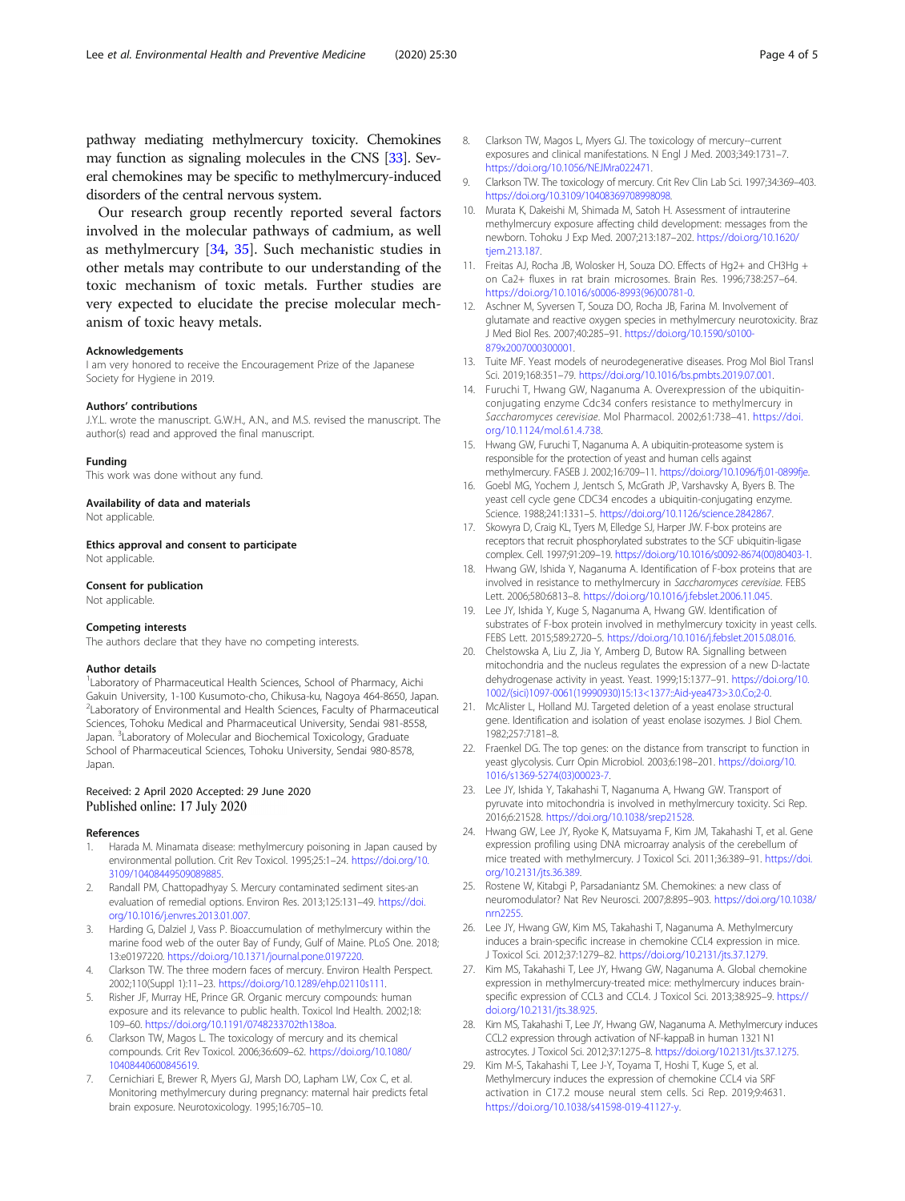pathway mediating methylmercury toxicity. Chemokines may function as signaling molecules in the CNS [33]. Several chemokines may be specific to methylmercury-induced disorders of the central nervous system.

Our research group recently reported several factors involved in the molecular pathways of cadmium, as well as methylmercury [34, 35]. Such mechanistic studies in other metals may contribute to our understanding of the toxic mechanism of toxic metals. Further studies are very expected to elucidate the precise molecular mechanism of toxic heavy metals.

#### Acknowledgements

I am very honored to receive the Encouragement Prize of the Japanese Society for Hygiene in 2019.

#### Authors' contributions

J.Y.L. wrote the manuscript. G.W.H., A.N., and M.S. revised the manuscript. The author(s) read and approved the final manuscript.

#### Funding

This work was done without any fund.

#### Availability of data and materials

Not applicable.

#### Ethics approval and consent to participate

Not applicable.

#### Consent for publication

Not applicable.

#### Competing interests

The authors declare that they have no competing interests.

#### Author details

[1]Laboratory of Pharmaceutical Health Sciences, School of Pharmacy, Aichi Gakuin University, 1-100 Kusumoto-cho, Chikusa-ku, Nagoya 464-8650, Japan. [2]Laboratory of Environmental and Health Sciences, Faculty of Pharmaceutical Sciences, Tohoku Medical and Pharmaceutical University, Sendai 981-8558, Japan. [3]Laboratory of Molecular and Biochemical Toxicology, Graduate School of Pharmaceutical Sciences, Tohoku University, Sendai 980-8578, Japan.

Received: 2 April 2020 Accepted: 29 June 2020
Published online: 17 July 2020

#### References

1. Harada M. Minamata disease: methylmercury poisoning in Japan caused by environmental pollution. Crit Rev Toxicol. 1995;25:1–24. https://doi.org/10.3109/10408449509089885.
2. Randall PM, Chattopadhyay S. Mercury contaminated sediment sites-an evaluation of remedial options. Environ Res. 2013;125:131–49. https://doi.org/10.1016/j.envres.2013.01.007.
3. Harding G, Dalziel J, Vass P. Bioaccumulation of methylmercury within the marine food web of the outer Bay of Fundy, Gulf of Maine. PLoS One. 2018;13:e0197220. https://doi.org/10.1371/journal.pone.0197220.
4. Clarkson TW. The three modern faces of mercury. Environ Health Perspect. 2002;110(Suppl 1):11–23. https://doi.org/10.1289/ehp.02110s111.
5. Risher JF, Murray HE, Prince GR. Organic mercury compounds: human exposure and its relevance to public health. Toxicol Ind Health. 2002;18:109–60. https://doi.org/10.1191/0748233702th138oa.
6. Clarkson TW, Magos L. The toxicology of mercury and its chemical compounds. Crit Rev Toxicol. 2006;36:609–62. https://doi.org/10.1080/10408440600845619.
7. Cernichiari E, Brewer R, Myers GJ, Marsh DO, Lapham LW, Cox C, et al. Monitoring methylmercury during pregnancy: maternal hair predicts fetal brain exposure. Neurotoxicology. 1995;16:705–10.
8. Clarkson TW, Magos L, Myers GJ. The toxicology of mercury--current exposures and clinical manifestations. N Engl J Med. 2003;349:1731–7. https://doi.org/10.1056/NEJMra022471.
9. Clarkson TW. The toxicology of mercury. Crit Rev Clin Lab Sci. 1997;34:369–403. https://doi.org/10.3109/10408369708998098.
10. Murata K, Dakeishi M, Shimada M, Satoh H. Assessment of intrauterine methylmercury exposure affecting child development: messages from the newborn. Tohoku J Exp Med. 2007;213:187–202. https://doi.org/10.1620/tjem.213.187.
11. Freitas AJ, Rocha JB, Wolosker H, Souza DO. Effects of Hg2+ and CH3Hg + on Ca2+ fluxes in rat brain microsomes. Brain Res. 1996;738:257–64. https://doi.org/10.1016/s0006-8993(96)00781-0.
12. Aschner M, Syversen T, Souza DO, Rocha JB, Farina M. Involvement of glutamate and reactive oxygen species in methylmercury neurotoxicity. Braz J Med Biol Res. 2007;40:285–91. https://doi.org/10.1590/s0100-879x2007000300001.
13. Tuite MF. Yeast models of neurodegenerative diseases. Prog Mol Biol Transl Sci. 2019;168:351–79. https://doi.org/10.1016/bs.pmbts.2019.07.001.
14. Furuchi T, Hwang GW, Naganuma A. Overexpression of the ubiquitin-conjugating enzyme Cdc34 confers resistance to methylmercury in *Saccharomyces cerevisiae*. Mol Pharmacol. 2002;61:738–41. https://doi.org/10.1124/mol.61.4.738.
15. Hwang GW, Furuchi T, Naganuma A. A ubiquitin-proteasome system is responsible for the protection of yeast and human cells against methylmercury. FASEB J. 2002;16:709–11. https://doi.org/10.1096/fj.01-0899fje.
16. Goebl MG, Yochem J, Jentsch S, McGrath JP, Varshavsky A, Byers B. The yeast cell cycle gene CDC34 encodes a ubiquitin-conjugating enzyme. Science. 1988;241:1331–5. https://doi.org/10.1126/science.2842867.
17. Skowyra D, Craig KL, Tyers M, Elledge SJ, Harper JW. F-box proteins are receptors that recruit phosphorylated substrates to the SCF ubiquitin-ligase complex. Cell. 1997;91:209–19. https://doi.org/10.1016/s0092-8674(00)80403-1.
18. Hwang GW, Ishida Y, Naganuma A. Identification of F-box proteins that are involved in resistance to methylmercury in *Saccharomyces cerevisiae*. FEBS Lett. 2006;580:6813–8. https://doi.org/10.1016/j.febslet.2006.11.045.
19. Lee JY, Ishida Y, Kuge S, Naganuma A, Hwang GW. Identification of substrates of F-box protein involved in methylmercury toxicity in yeast cells. FEBS Lett. 2015;589:2720–5. https://doi.org/10.1016/j.febslet.2015.08.016.
20. Chelstowska A, Liu Z, Jia Y, Amberg D, Butow RA. Signalling between mitochondria and the nucleus regulates the expression of a new D-lactate dehydrogenase activity in yeast. Yeast. 1999;15:1377–91. https://doi.org/10.1002/(sici)1097-0061(19990930)15:13<1377::Aid-yea473>3.0.Co;2-0.
21. McAlister L, Holland MJ. Targeted deletion of a yeast enolase structural gene. Identification and isolation of yeast enolase isozymes. J Biol Chem. 1982;257:7181–8.
22. Fraenkel DG. The top genes: on the distance from transcript to function in yeast glycolysis. Curr Opin Microbiol. 2003;6:198–201. https://doi.org/10.1016/s1369-5274(03)00023-7.
23. Lee JY, Ishida Y, Takahashi T, Naganuma A, Hwang GW. Transport of pyruvate into mitochondria is involved in methylmercury toxicity. Sci Rep. 2016;6:21528. https://doi.org/10.1038/srep21528.
24. Hwang GW, Lee JY, Ryoke K, Matsuyama F, Kim JM, Takahashi T, et al. Gene expression profiling using DNA microarray analysis of the cerebellum of mice treated with methylmercury. J Toxicol Sci. 2011;36:389–91. https://doi.org/10.2131/jts.36.389.
25. Rostene W, Kitabgi P, Parsadaniantz SM. Chemokines: a new class of neuromodulator? Nat Rev Neurosci. 2007;8:895–903. https://doi.org/10.1038/nrn2255.
26. Lee JY, Hwang GW, Kim MS, Takahashi T, Naganuma A. Methylmercury induces a brain-specific increase in chemokine CCL4 expression in mice. J Toxicol Sci. 2012;37:1279–82. https://doi.org/10.2131/jts.37.1279.
27. Kim MS, Takahashi T, Lee JY, Hwang GW, Naganuma A. Global chemokine expression in methylmercury-treated mice: methylmercury induces brain-specific expression of CCL3 and CCL4. J Toxicol Sci. 2013;38:925–9. https://doi.org/10.2131/jts.38.925.
28. Kim MS, Takahashi T, Lee JY, Hwang GW, Naganuma A. Methylmercury induces CCL2 expression through activation of NF-kappaB in human 1321 N1 astrocytes. J Toxicol Sci. 2012;37:1275–8. https://doi.org/10.2131/jts.37.1275.
29. Kim M-S, Takahashi T, Lee J-Y, Toyama T, Hoshi T, Kuge S, et al. Methylmercury induces the expression of chemokine CCL4 via SRF activation in C17.2 mouse neural stem cells. Sci Rep. 2019;9:4631. https://doi.org/10.1038/s41598-019-41127-y.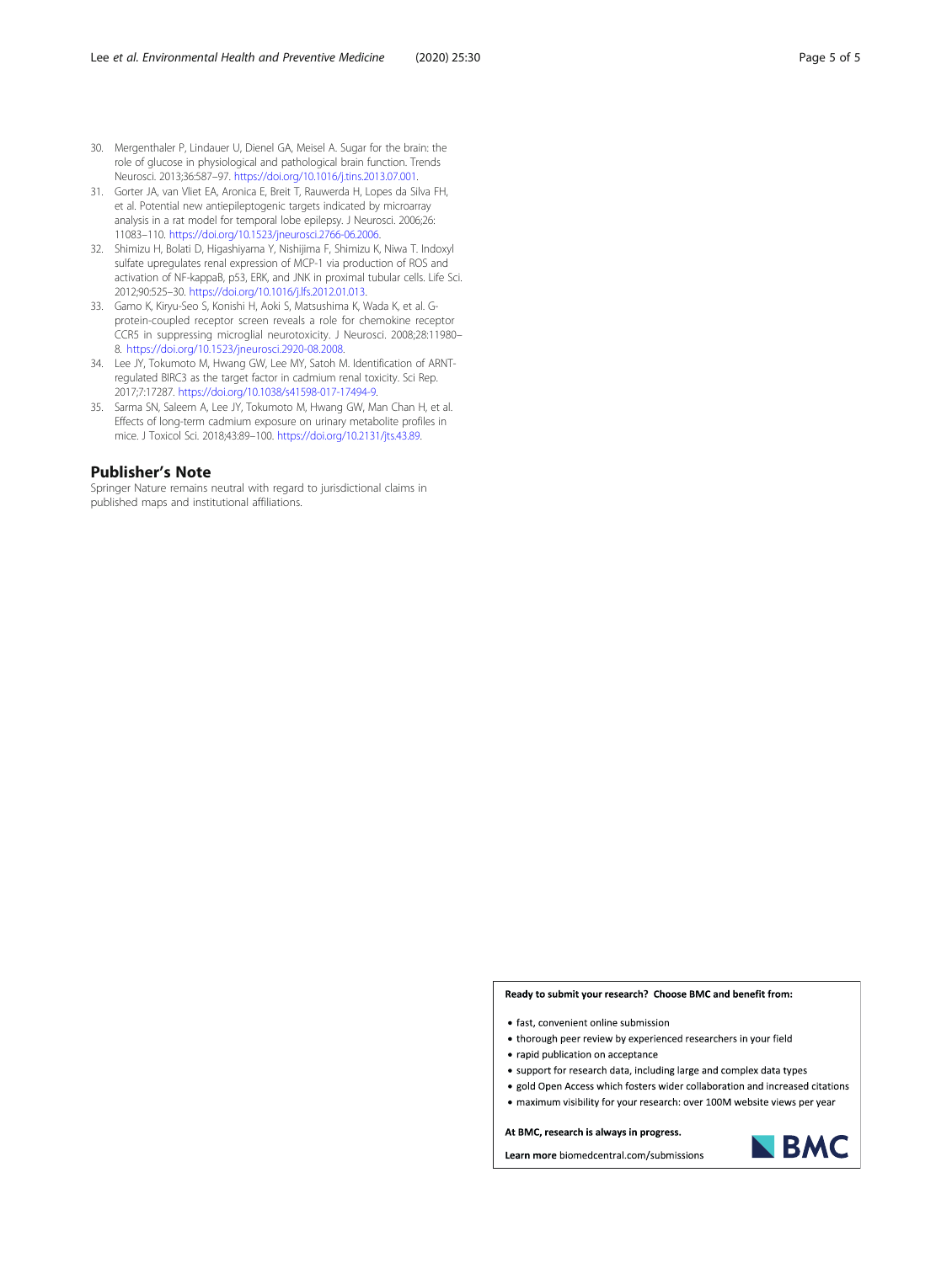30. Mergenthaler P, Lindauer U, Dienel GA, Meisel A. Sugar for the brain: the role of glucose in physiological and pathological brain function. Trends Neurosci. 2013;36:587–97. https://doi.org/10.1016/j.tins.2013.07.001.
31. Gorter JA, van Vliet EA, Aronica E, Breit T, Rauwerda H, Lopes da Silva FH, et al. Potential new antiepileptogenic targets indicated by microarray analysis in a rat model for temporal lobe epilepsy. J Neurosci. 2006;26: 11083–110. https://doi.org/10.1523/jneurosci.2766-06.2006.
32. Shimizu H, Bolati D, Higashiyama Y, Nishijima F, Shimizu K, Niwa T. Indoxyl sulfate upregulates renal expression of MCP-1 via production of ROS and activation of NF-kappaB, p53, ERK, and JNK in proximal tubular cells. Life Sci. 2012;90:525–30. https://doi.org/10.1016/j.lfs.2012.01.013.
33. Gamo K, Kiryu-Seo S, Konishi H, Aoki S, Matsushima K, Wada K, et al. G-protein-coupled receptor screen reveals a role for chemokine receptor CCR5 in suppressing microglial neurotoxicity. J Neurosci. 2008;28:11980–8. https://doi.org/10.1523/jneurosci.2920-08.2008.
34. Lee JY, Tokumoto M, Hwang GW, Lee MY, Satoh M. Identification of ARNT-regulated BIRC3 as the target factor in cadmium renal toxicity. Sci Rep. 2017;7:17287. https://doi.org/10.1038/s41598-017-17494-9.
35. Sarma SN, Saleem A, Lee JY, Tokumoto M, Hwang GW, Man Chan H, et al. Effects of long-term cadmium exposure on urinary metabolite profiles in mice. J Toxicol Sci. 2018;43:89–100. https://doi.org/10.2131/jts.43.89.

## Publisher's Note

Springer Nature remains neutral with regard to jurisdictional claims in published maps and institutional affiliations.

**Ready to submit your research? Choose BMC and benefit from:**

- fast, convenient online submission
- thorough peer review by experienced researchers in your field
- rapid publication on acceptance
- support for research data, including large and complex data types
- gold Open Access which fosters wider collaboration and increased citations
- maximum visibility for your research: over 100M website views per year

**At BMC, research is always in progress.**

**Learn more** biomedcentral.com/submissions

BMC